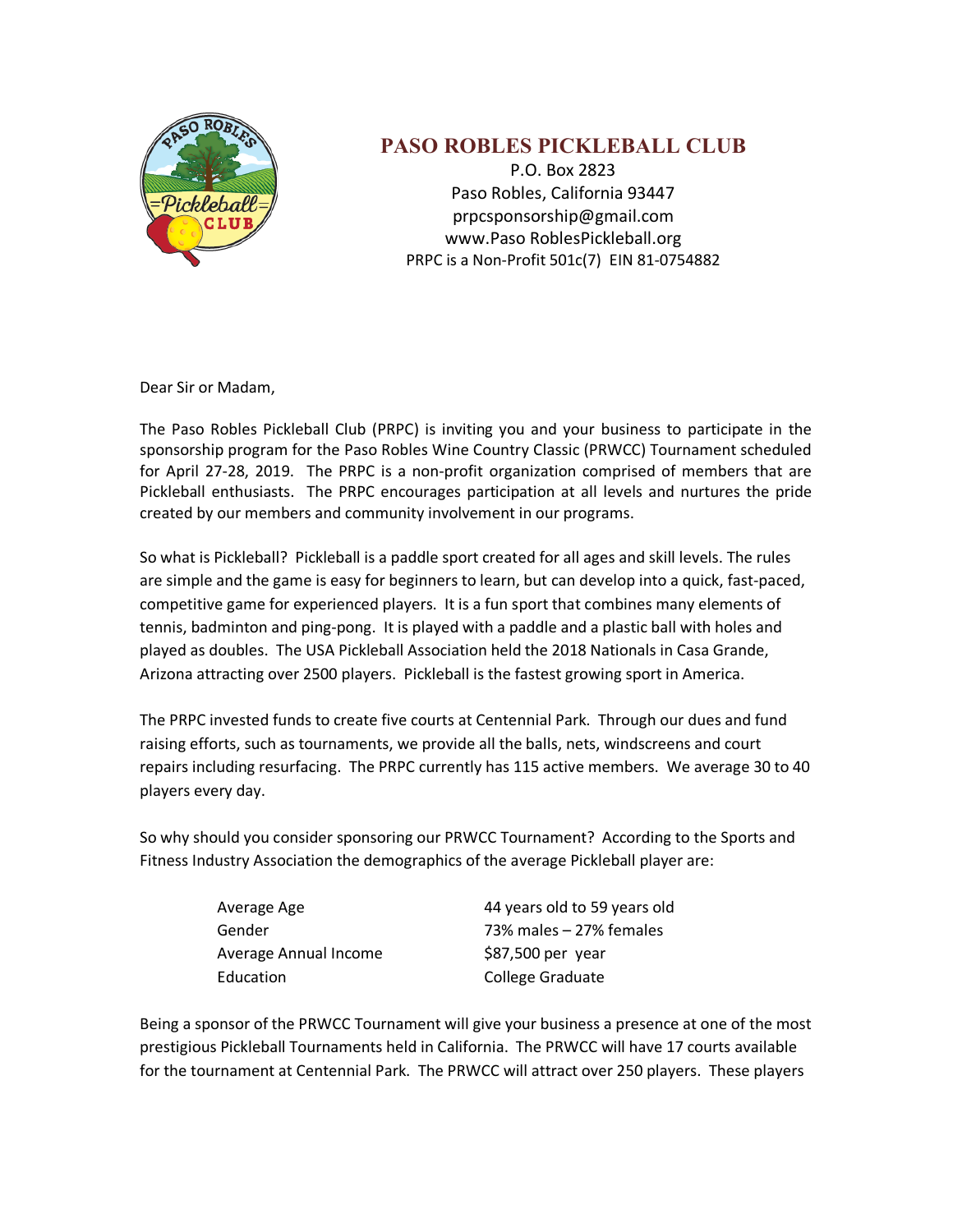# PASO ROBLES PICKLEBALL CLUB

P.O. Box 2823
Paso Robles, California 93447
prpcsponsorship@gmail.com
www.Paso RoblesPickleball.org
PRPC is a Non-Profit 501c(7) EIN 81-0754882

Dear Sir or Madam,

The Paso Robles Pickleball Club (PRPC) is inviting you and your business to participate in the sponsorship program for the Paso Robles Wine Country Classic (PRWCC) Tournament scheduled for April 27-28, 2019. The PRPC is a non-profit organization comprised of members that are Pickleball enthusiasts. The PRPC encourages participation at all levels and nurtures the pride created by our members and community involvement in our programs.

So what is Pickleball? Pickleball is a paddle sport created for all ages and skill levels. The rules are simple and the game is easy for beginners to learn, but can develop into a quick, fast-paced, competitive game for experienced players. It is a fun sport that combines many elements of tennis, badminton and ping-pong. It is played with a paddle and a plastic ball with holes and played as doubles. The USA Pickleball Association held the 2018 Nationals in Casa Grande, Arizona attracting over 2500 players. Pickleball is the fastest growing sport in America.

The PRPC invested funds to create five courts at Centennial Park. Through our dues and fund raising efforts, such as tournaments, we provide all the balls, nets, windscreens and court repairs including resurfacing. The PRPC currently has 115 active members. We average 30 to 40 players every day.

So why should you consider sponsoring our PRWCC Tournament? According to the Sports and Fitness Industry Association the demographics of the average Pickleball player are:

| | |
|---|---|
| Average Age | 44 years old to 59 years old |
| Gender | 73% males – 27% females |
| Average Annual Income | $87,500 per year |
| Education | College Graduate |

Being a sponsor of the PRWCC Tournament will give your business a presence at one of the most prestigious Pickleball Tournaments held in California. The PRWCC will have 17 courts available for the tournament at Centennial Park. The PRWCC will attract over 250 players. These players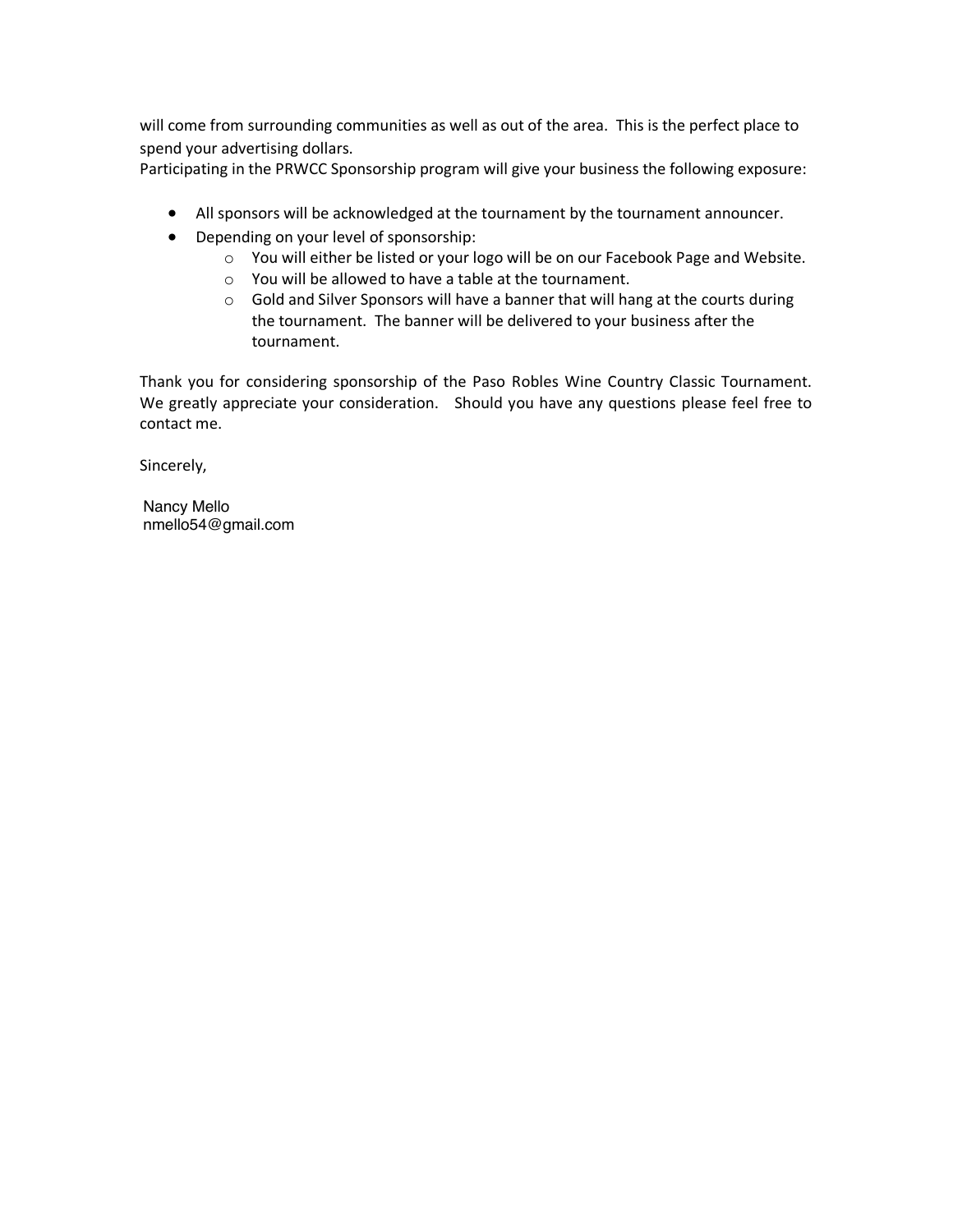will come from surrounding communities as well as out of the area. This is the perfect place to spend your advertising dollars.
Participating in the PRWCC Sponsorship program will give your business the following exposure:

- All sponsors will be acknowledged at the tournament by the tournament announcer.
- Depending on your level of sponsorship:
  - You will either be listed or your logo will be on our Facebook Page and Website.
  - You will be allowed to have a table at the tournament.
  - Gold and Silver Sponsors will have a banner that will hang at the courts during the tournament. The banner will be delivered to your business after the tournament.

Thank you for considering sponsorship of the Paso Robles Wine Country Classic Tournament. We greatly appreciate your consideration. Should you have any questions please feel free to contact me.

Sincerely,

Nancy Mello
nmello54@gmail.com